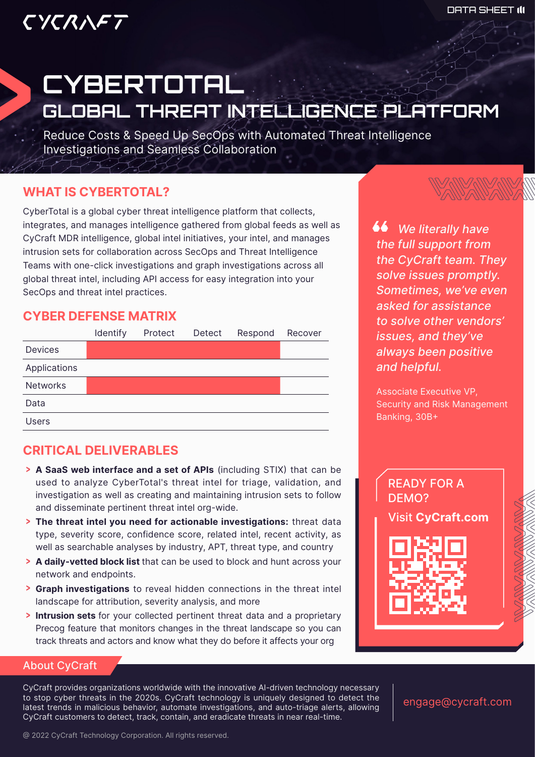CYCRAFT

DATA SHEET

# CYBERTOTAL

## GLOBAL THREAT INTELLIGENCE PLATFORM

Reduce Costs & Speed Up SecOps with Automated Threat Intelligence Investigations and Seamless Collaboration

### WHAT IS CYBERTOTAL?

CyberTotal is a global cyber threat intelligence platform that collects, integrates, and manages intelligence gathered from global feeds as well as CyCraft MDR intelligence, global intel initiatives, your intel, and manages intrusion sets for collaboration across SecOps and Threat Intelligence Teams with one-click investigations and graph investigations across all global threat intel, including API access for easy integration into your SecOps and threat intel practices.

### CYBER DEFENSE MATRIX

| | Identify | Protect | Detect | Respond | Recover |
|---|---|---|---|---|---|
| Devices | ■ | ■ | ■ | ■ | |
| Applications | | | | | |
| Networks | ■ | ■ | ■ | ■ | |
| Data | | | | | |
| Users | | | | | |

### CRITICAL DELIVERABLES

- **A SaaS web interface and a set of APIs** (including STIX) that can be used to analyze CyberTotal's threat intel for triage, validation, and investigation as well as creating and maintaining intrusion sets to follow and disseminate pertinent threat intel org-wide.
- **The threat intel you need for actionable investigations:** threat data type, severity score, confidence score, related intel, recent activity, as well as searchable analyses by industry, APT, threat type, and country
- **A daily-vetted block list** that can be used to block and hunt across your network and endpoints.
- **Graph investigations** to reveal hidden connections in the threat intel landscape for attribution, severity analysis, and more
- **Intrusion sets** for your collected pertinent threat data and a proprietary Precog feature that monitors changes in the threat landscape so you can track threats and actors and know what they do before it affects your org

> *We literally have the full support from the CyCraft team. They solve issues promptly. Sometimes, we've even asked for assistance to solve other vendors' issues, and they've always been positive and helpful.*
>
> Associate Executive VP, Security and Risk Management
> Banking, 30B+

READY FOR A DEMO?

Visit **CyCraft.com**

### About CyCraft

CyCraft provides organizations worldwide with the innovative AI-driven technology necessary to stop cyber threats in the 2020s. CyCraft technology is uniquely designed to detect the latest trends in malicious behavior, automate investigations, and auto-triage alerts, allowing CyCraft customers to detect, track, contain, and eradicate threats in near real-time.

engage@cycraft.com

@ 2022 CyCraft Technology Corporation. All rights reserved.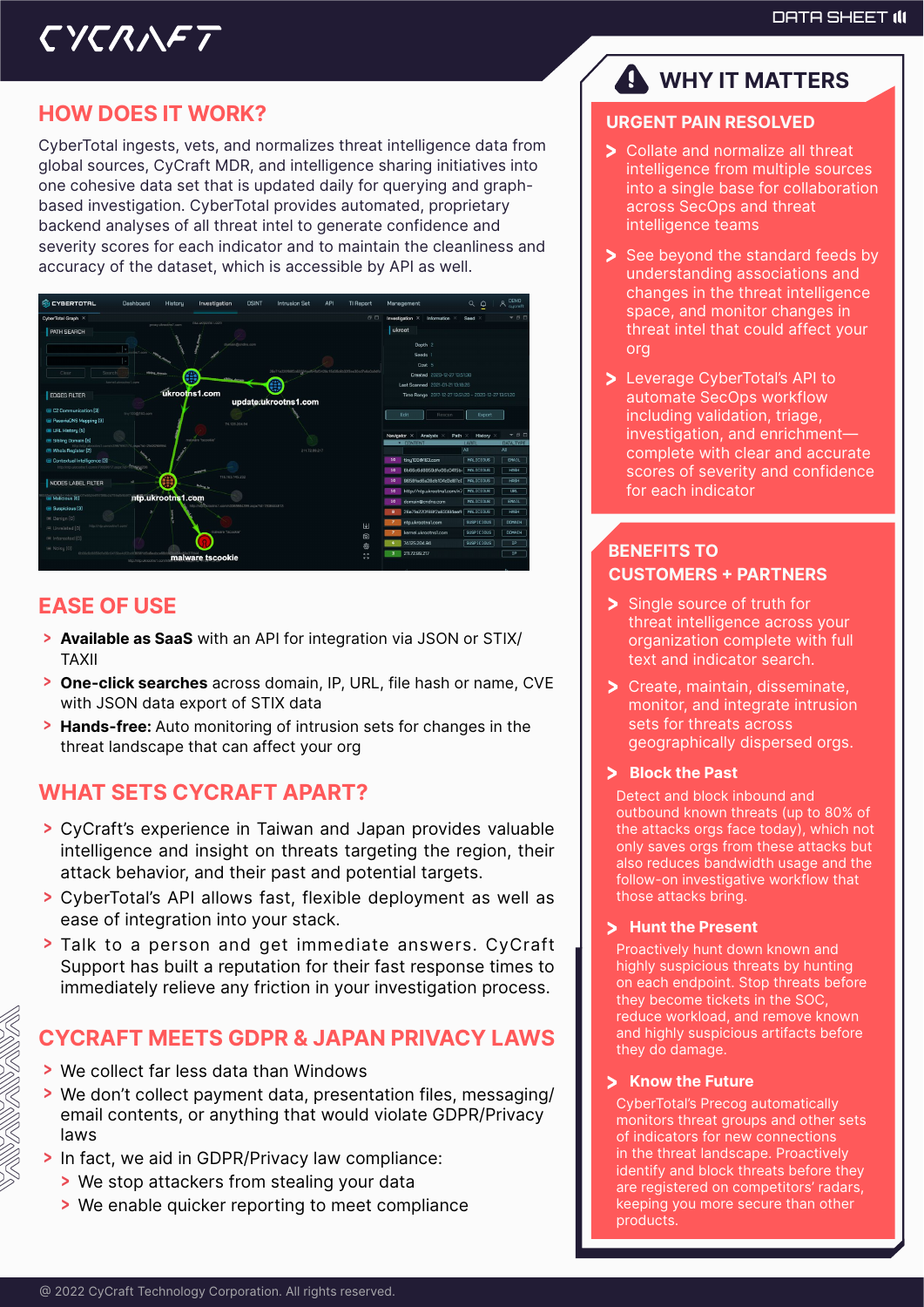## HOW DOES IT WORK?

CyberTotal ingests, vets, and normalizes threat intelligence data from global sources, CyCraft MDR, and intelligence sharing initiatives into one cohesive data set that is updated daily for querying and graph-based investigation. CyberTotal provides automated, proprietary backend analyses of all threat intel to generate confidence and severity scores for each indicator and to maintain the cleanliness and accuracy of the dataset, which is accessible by API as well.

## EASE OF USE

- **Available as SaaS** with an API for integration via JSON or STIX/TAXII
- **One-click searches** across domain, IP, URL, file hash or name, CVE with JSON data export of STIX data
- **Hands-free:** Auto monitoring of intrusion sets for changes in the threat landscape that can affect your org

## WHAT SETS CYCRAFT APART?

- CyCraft's experience in Taiwan and Japan provides valuable intelligence and insight on threats targeting the region, their attack behavior, and their past and potential targets.
- CyberTotal's API allows fast, flexible deployment as well as ease of integration into your stack.
- Talk to a person and get immediate answers. CyCraft Support has built a reputation for their fast response times to immediately relieve any friction in your investigation process.

## CYCRAFT MEETS GDPR & JAPAN PRIVACY LAWS

- We collect far less data than Windows
- We don't collect payment data, presentation files, messaging/email contents, or anything that would violate GDPR/Privacy laws
- In fact, we aid in GDPR/Privacy law compliance:
  - We stop attackers from stealing your data
  - We enable quicker reporting to meet compliance

## WHY IT MATTERS

### URGENT PAIN RESOLVED

- Collate and normalize all threat intelligence from multiple sources into a single base for collaboration across SecOps and threat intelligence teams
- See beyond the standard feeds by understanding associations and changes in the threat intelligence space, and monitor changes in threat intel that could affect your org
- Leverage CyberTotal's API to automate SecOps workflow including validation, triage, investigation, and enrichment—complete with clear and accurate scores of severity and confidence for each indicator

### BENEFITS TO CUSTOMERS + PARTNERS

- Single source of truth for threat intelligence across your organization complete with full text and indicator search.
- Create, maintain, disseminate, monitor, and integrate intrusion sets for threats across geographically dispersed orgs.

#### Block the Past

Detect and block inbound and outbound known threats (up to 80% of the attacks orgs face today), which not only saves orgs from these attacks but also reduces bandwidth usage and the follow-on investigative workflow that those attacks bring.

#### Hunt the Present

Proactively hunt down known and highly suspicious threats by hunting on each endpoint. Stop threats before they become tickets in the SOC, reduce workload, and remove known and highly suspicious artifacts before they do damage.

#### Know the Future

CyberTotal's Precog automatically monitors threat groups and other sets of indicators for new connections in the threat landscape. Proactively identify and block threats before they are registered on competitors' radars, keeping you more secure than other products.